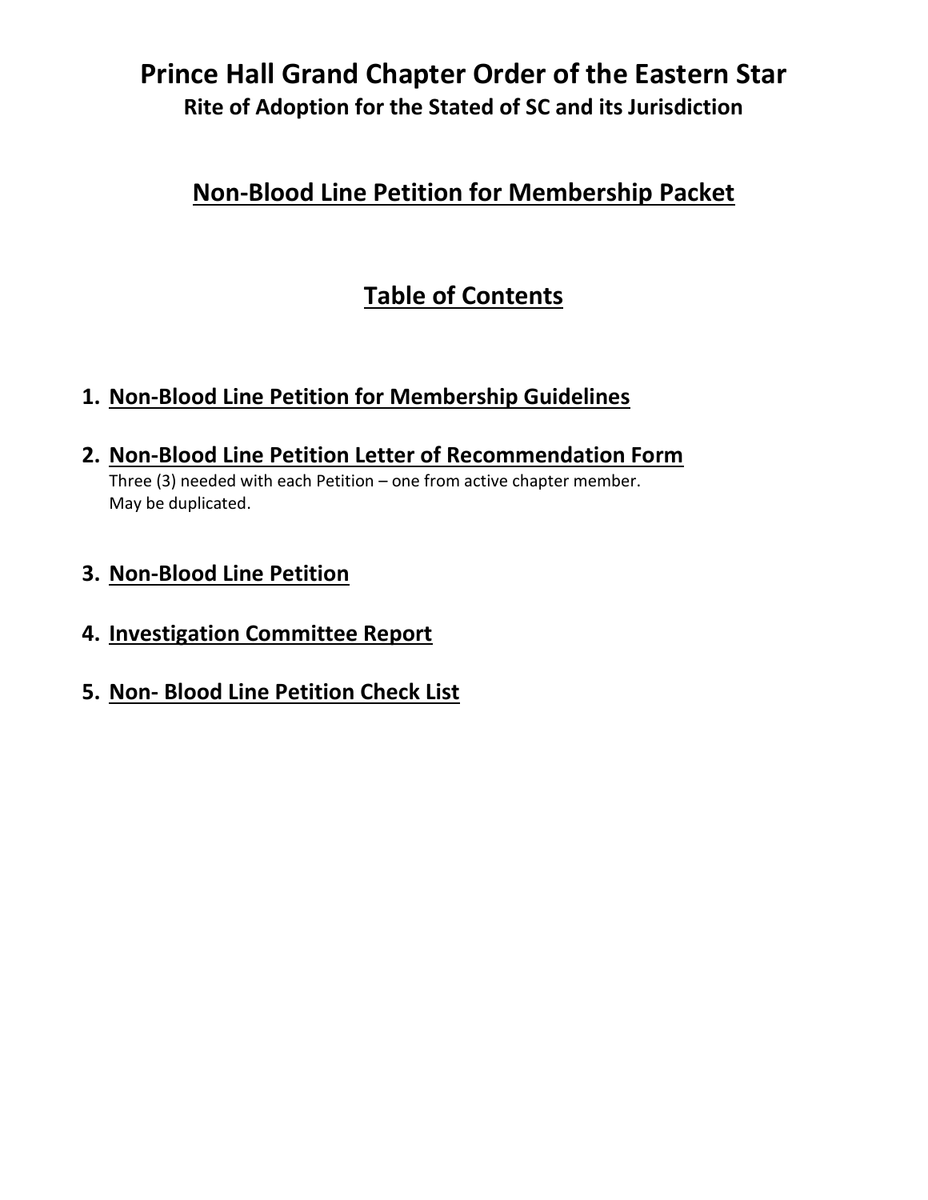# Prince Hall Grand Chapter Order of the Eastern Star

**Rite of Adoption for the Stated of SC and its Jurisdiction**

## Non-Blood Line Petition for Membership Packet

## Table of Contents

1. **Non-Blood Line Petition for Membership Guidelines**

2. **Non-Blood Line Petition Letter of Recommendation Form**
   Three (3) needed with each Petition – one from active chapter member.
   May be duplicated.

3. **Non-Blood Line Petition**

4. **Investigation Committee Report**

5. **Non- Blood Line Petition Check List**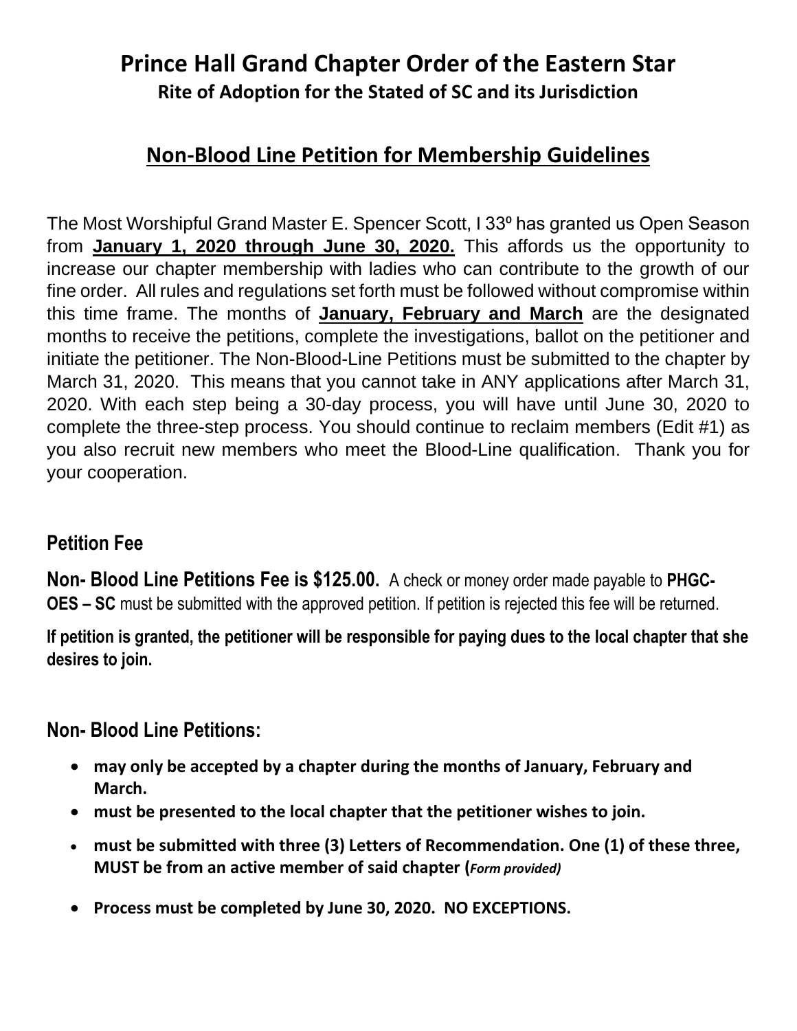# Prince Hall Grand Chapter Order of the Eastern Star

**Rite of Adoption for the Stated of SC and its Jurisdiction**

## Non-Blood Line Petition for Membership Guidelines

The Most Worshipful Grand Master E. Spencer Scott, I 33º has granted us Open Season from **January 1, 2020 through June 30, 2020.** This affords us the opportunity to increase our chapter membership with ladies who can contribute to the growth of our fine order. All rules and regulations set forth must be followed without compromise within this time frame. The months of **January, February and March** are the designated months to receive the petitions, complete the investigations, ballot on the petitioner and initiate the petitioner. The Non-Blood-Line Petitions must be submitted to the chapter by March 31, 2020. This means that you cannot take in ANY applications after March 31, 2020. With each step being a 30-day process, you will have until June 30, 2020 to complete the three-step process. You should continue to reclaim members (Edit #1) as you also recruit new members who meet the Blood-Line qualification. Thank you for your cooperation.

### Petition Fee

**Non- Blood Line Petitions Fee is $125.00.** A check or money order made payable to **PHGC-OES – SC** must be submitted with the approved petition. If petition is rejected this fee will be returned.

**If petition is granted, the petitioner will be responsible for paying dues to the local chapter that she desires to join.**

### Non- Blood Line Petitions:

- **may only be accepted by a chapter during the months of January, February and March.**
- **must be presented to the local chapter that the petitioner wishes to join.**
- **must be submitted with three (3) Letters of Recommendation. One (1) of these three, MUST be from an active member of said chapter (*Form provided*)**
- **Process must be completed by June 30, 2020. NO EXCEPTIONS.**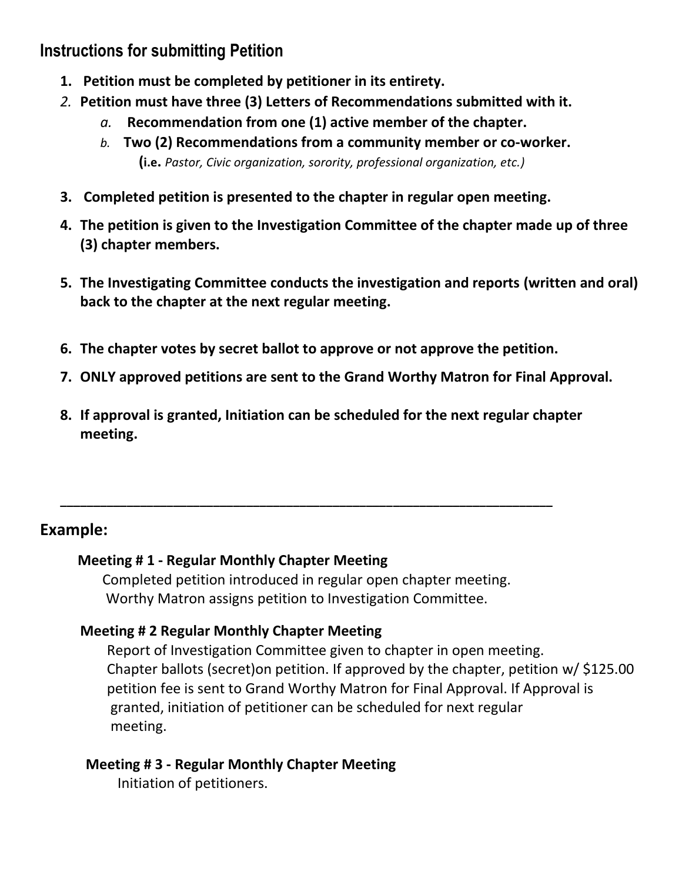## Instructions for submitting Petition

1. **Petition must be completed by petitioner in its entirety.**
2. **Petition must have three (3) Letters of Recommendations submitted with it.**
   a. **Recommendation from one (1) active member of the chapter.**
   b. **Two (2) Recommendations from a community member or co-worker.**
      **(i.e.** *Pastor, Civic organization, sorority, professional organization, etc.)*
3. **Completed petition is presented to the chapter in regular open meeting.**
4. **The petition is given to the Investigation Committee of the chapter made up of three (3) chapter members.**
5. **The Investigating Committee conducts the investigation and reports (written and oral) back to the chapter at the next regular meeting.**
6. **The chapter votes by secret ballot to approve or not approve the petition.**
7. **ONLY approved petitions are sent to the Grand Worthy Matron for Final Approval.**
8. **If approval is granted, Initiation can be scheduled for the next regular chapter meeting.**

---

## Example:

**Meeting # 1 - Regular Monthly Chapter Meeting**

Completed petition introduced in regular open chapter meeting.
Worthy Matron assigns petition to Investigation Committee.

**Meeting # 2 Regular Monthly Chapter Meeting**

Report of Investigation Committee given to chapter in open meeting.
Chapter ballots (secret)on petition. If approved by the chapter, petition w/ $125.00 petition fee is sent to Grand Worthy Matron for Final Approval. If Approval is granted, initiation of petitioner can be scheduled for next regular meeting.

**Meeting # 3 - Regular Monthly Chapter Meeting**

Initiation of petitioners.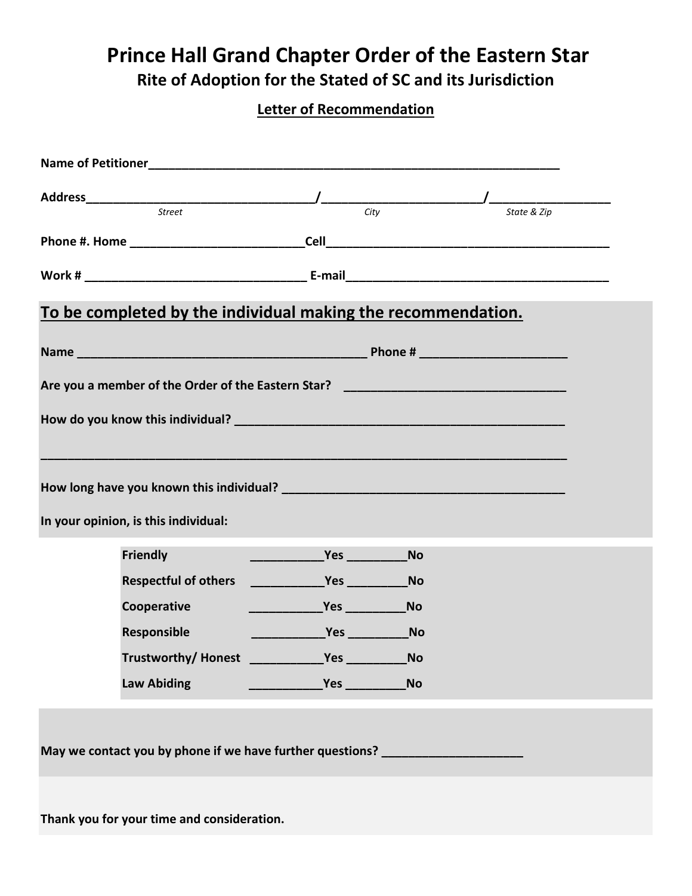# Prince Hall Grand Chapter Order of the Eastern Star

## Rite of Adoption for the Stated of SC and its Jurisdiction

### Letter of Recommendation

**Name of Petitioner**_______________________________________________

**Address**__________________________/______________________/________________
*Street* *City* *State & Zip*

**Phone #. Home** ______________________**Cell**____________________________________

**Work #** ____________________________ **E-mail**_________________________________

## To be completed by the individual making the recommendation.

**Name** ____________________________________ **Phone #** ___________________

**Are you a member of the Order of the Eastern Star?** ____________________________

**How do you know this individual?** ____________________________________________

________________________________________________________________________

**How long have you known this individual?** _____________________________________

**In your opinion, is this individual:**

| | | |
|---|---|---|
| **Friendly** | ___________**Yes** | _________**No** |
| **Respectful of others** | ___________**Yes** | _________**No** |
| **Cooperative** | ___________**Yes** | _________**No** |
| **Responsible** | ___________**Yes** | _________**No** |
| **Trustworthy/ Honest** | ___________**Yes** | _________**No** |
| **Law Abiding** | ___________**Yes** | _________**No** |

**May we contact you by phone if we have further questions?** ____________________

**Thank you for your time and consideration.**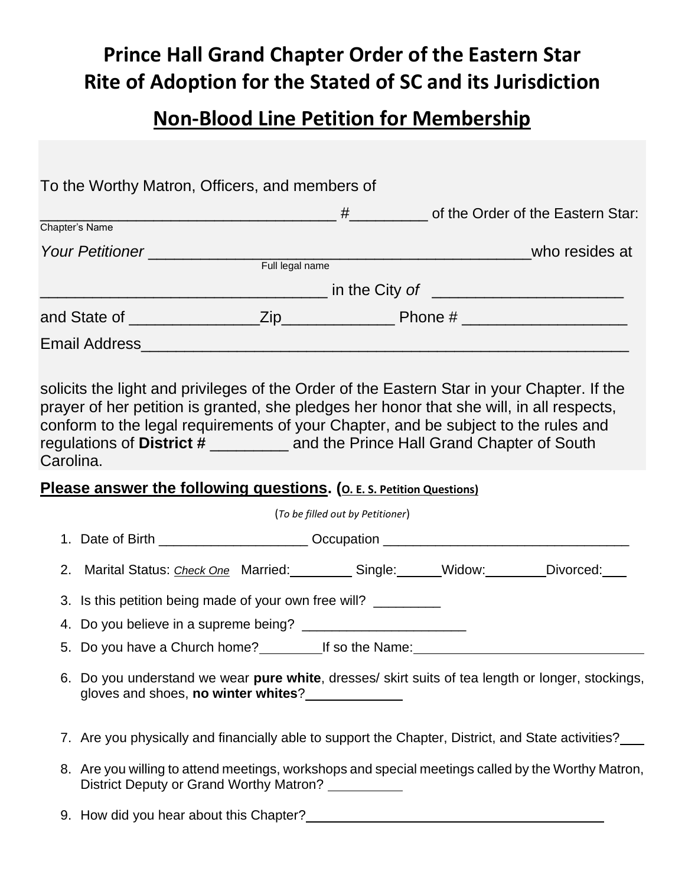# Prince Hall Grand Chapter Order of the Eastern Star
# Rite of Adoption for the Stated of SC and its Jurisdiction

## Non-Blood Line Petition for Membership

To the Worthy Matron, Officers, and members of

________________________________ #_________ of the Order of the Eastern Star:
Chapter's Name

*Your Petitioner* __________________________________________who resides at
Full legal name

_______________________________ in the City *of* _____________________

and State of ______________Zip____________ Phone # __________________

Email Address_____________________________________________________

solicits the light and privileges of the Order of the Eastern Star in your Chapter. If the prayer of her petition is granted, she pledges her honor that she will, in all respects, conform to the legal requirements of your Chapter, and be subject to the rules and regulations of **District #** _________ and the Prince Hall Grand Chapter of South Carolina.

**Please answer the following questions. (O. E. S. Petition Questions)**

(*To be filled out by Petitioner*)

1. Date of Birth ___________________ Occupation _______________________________
2. Marital Status: *Check One* Married:________ Single:______Widow:________Divorced:___
3. Is this petition being made of your own free will? _________
4. Do you believe in a supreme being? _____________________
5. Do you have a Church home?________If so the Name:______________________________
6. Do you understand we wear **pure white**, dresses/ skirt suits of tea length or longer, stockings, gloves and shoes, **no winter whites**?____________
7. Are you physically and financially able to support the Chapter, District, and State activities?___
8. Are you willing to attend meetings, workshops and special meetings called by the Worthy Matron, District Deputy or Grand Worthy Matron? __________
9. How did you hear about this Chapter?________________________________________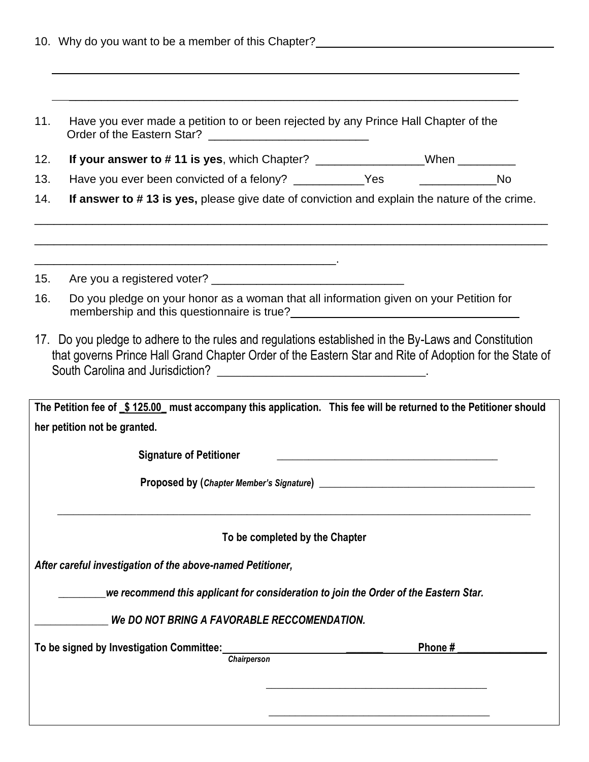10. Why do you want to be a member of this Chapter? ________________________________________

________________________________________________________________________________

________________________________________________________________________________

11. Have you ever made a petition to or been rejected by any Prince Hall Chapter of the Order of the Eastern Star? _________________________

12. **If your answer to # 11 is yes**, which Chapter? ________________When _________

13. Have you ever been convicted of a felony? ___________Yes ____________No

14. **If answer to # 13 is yes,** please give date of conviction and explain the nature of the crime.

________________________________________________________________________________

________________________________________________________________________________

________________________________________________.

15. Are you a registered voter? ______________________________

16. Do you pledge on your honor as a woman that all information given on your Petition for membership and this questionnaire is true? ______________________________________

17. Do you pledge to adhere to the rules and regulations established in the By-Laws and Constitution that governs Prince Hall Grand Chapter Order of the Eastern Star and Rite of Adoption for the State of South Carolina and Jurisdiction? _________________________________.

**The Petition fee of _$ 125.00_ must accompany this application. This fee will be returned to the Petitioner should her petition not be granted.**

**Signature of Petitioner** ________________________________________

**Proposed by (*Chapter Member's Signature*)** ________________________________________

________________________________________________________________________________

**To be completed by the Chapter**

***After careful investigation of the above-named Petitioner,***

________***we recommend this applicant for consideration to join the Order of the Eastern Star.***

_____________ ***We DO NOT BRING A FAVORABLE RECCOMENDATION.***

**To be signed by Investigation Committee:** ________________________ _______ **Phone #** _________________
***Chairperson***

________________________________________

________________________________________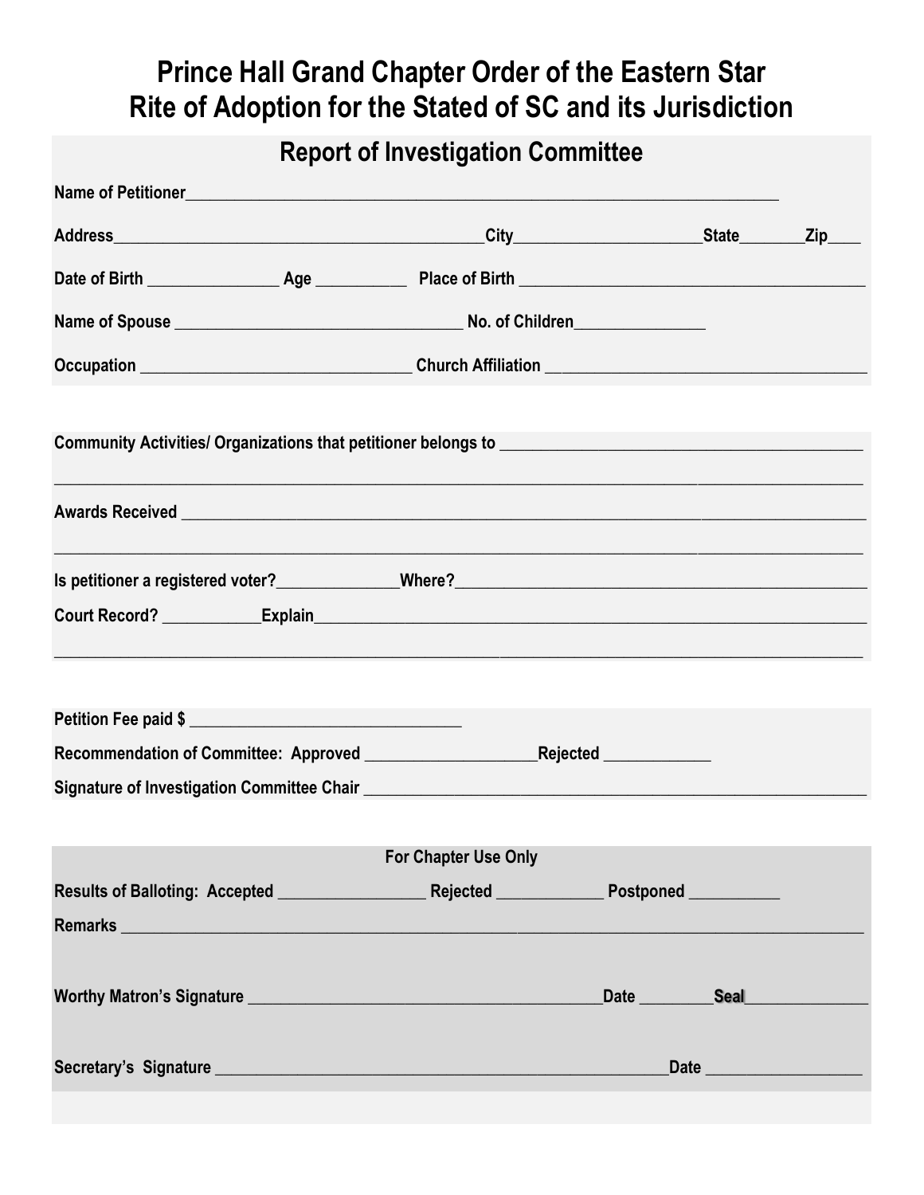# Prince Hall Grand Chapter Order of the Eastern Star
# Rite of Adoption for the Stated of SC and its Jurisdiction

## Report of Investigation Committee

**Name of Petitioner**______________________________________________________________________

**Address**____________________________________________**City**______________________**State**________**Zip**____

**Date of Birth** ________________ **Age** ___________ **Place of Birth** __________________________________________

**Name of Spouse** __________________________________ **No. of Children**________________

**Occupation** ________________________________ **Church Affiliation** ______________________________________

**Community Activities/ Organizations that petitioner belongs to** ____________________________________________

____________________________________________________________________________________________

**Awards Received** ___________________________________________________________________________________

____________________________________________________________________________________________

**Is petitioner a registered voter?**______________**Where?**__________________________________________________

**Court Record?** ____________**Explain**__________________________________________________________________

____________________________________________________________________________________________

**Petition Fee paid $** _________________________________

**Recommendation of Committee: Approved** _____________________**Rejected** _____________

**Signature of Investigation Committee Chair** _______________________________________________________________

**For Chapter Use Only**

**Results of Balloting: Accepted** __________________ **Rejected** _____________ **Postponed** ___________

**Remarks** __________________________________________________________________________________________

**Worthy Matron's Signature** _____________________________________________**Date** _________**Seal**_______________

**Secretary's Signature** _________________________________________________________**Date** ___________________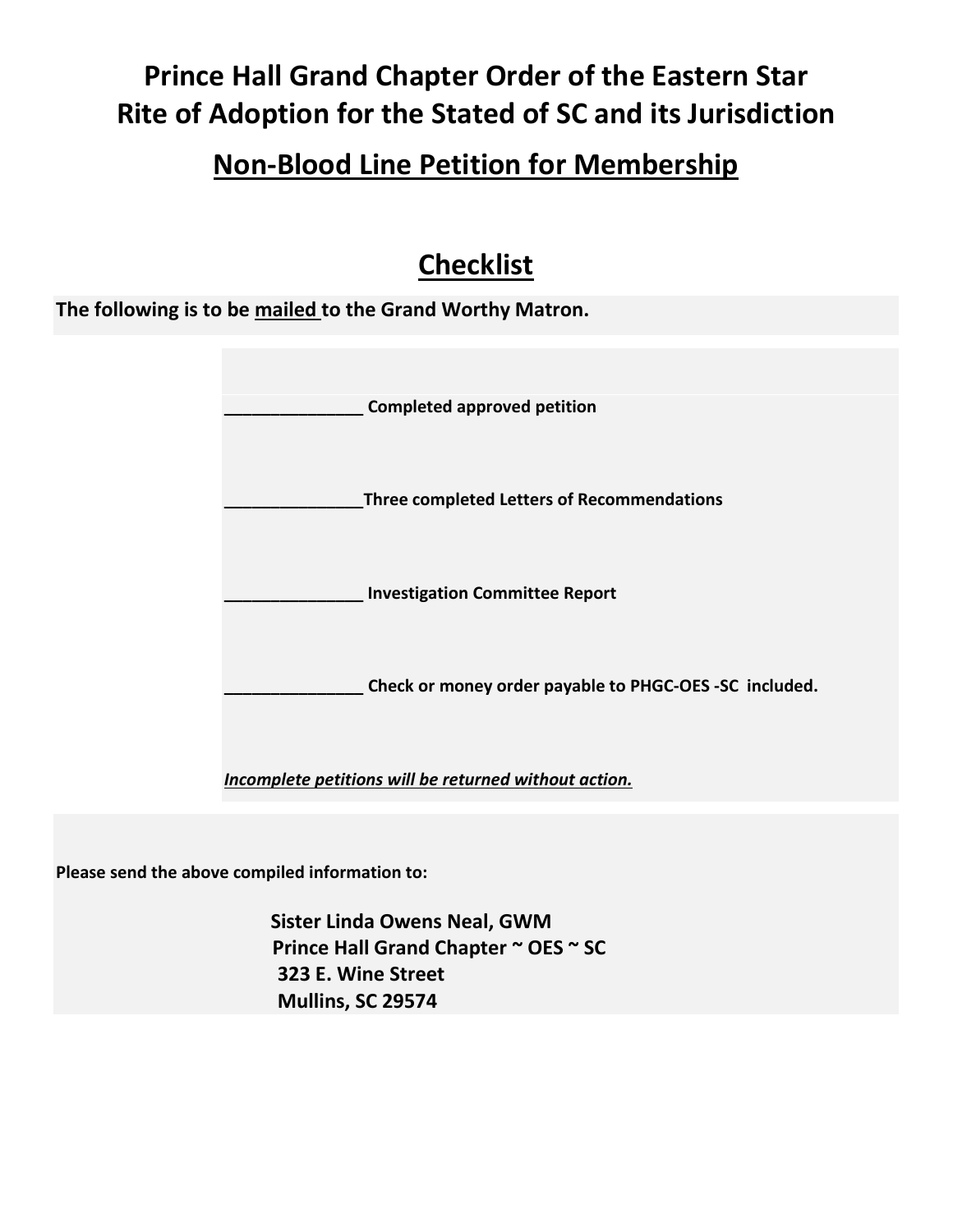# Prince Hall Grand Chapter Order of the Eastern Star
# Rite of Adoption for the Stated of SC and its Jurisdiction

## Non-Blood Line Petition for Membership

## Checklist

**The following is to be mailed to the Grand Worthy Matron.**

**______________ Completed approved petition**

**______________Three completed Letters of Recommendations**

**______________ Investigation Committee Report**

**______________ Check or money order payable to PHGC-OES -SC included.**

***Incomplete petitions will be returned without action.***

**Please send the above compiled information to:**

**Sister Linda Owens Neal, GWM**
**Prince Hall Grand Chapter ~ OES ~ SC**
**323 E. Wine Street**
**Mullins, SC 29574**